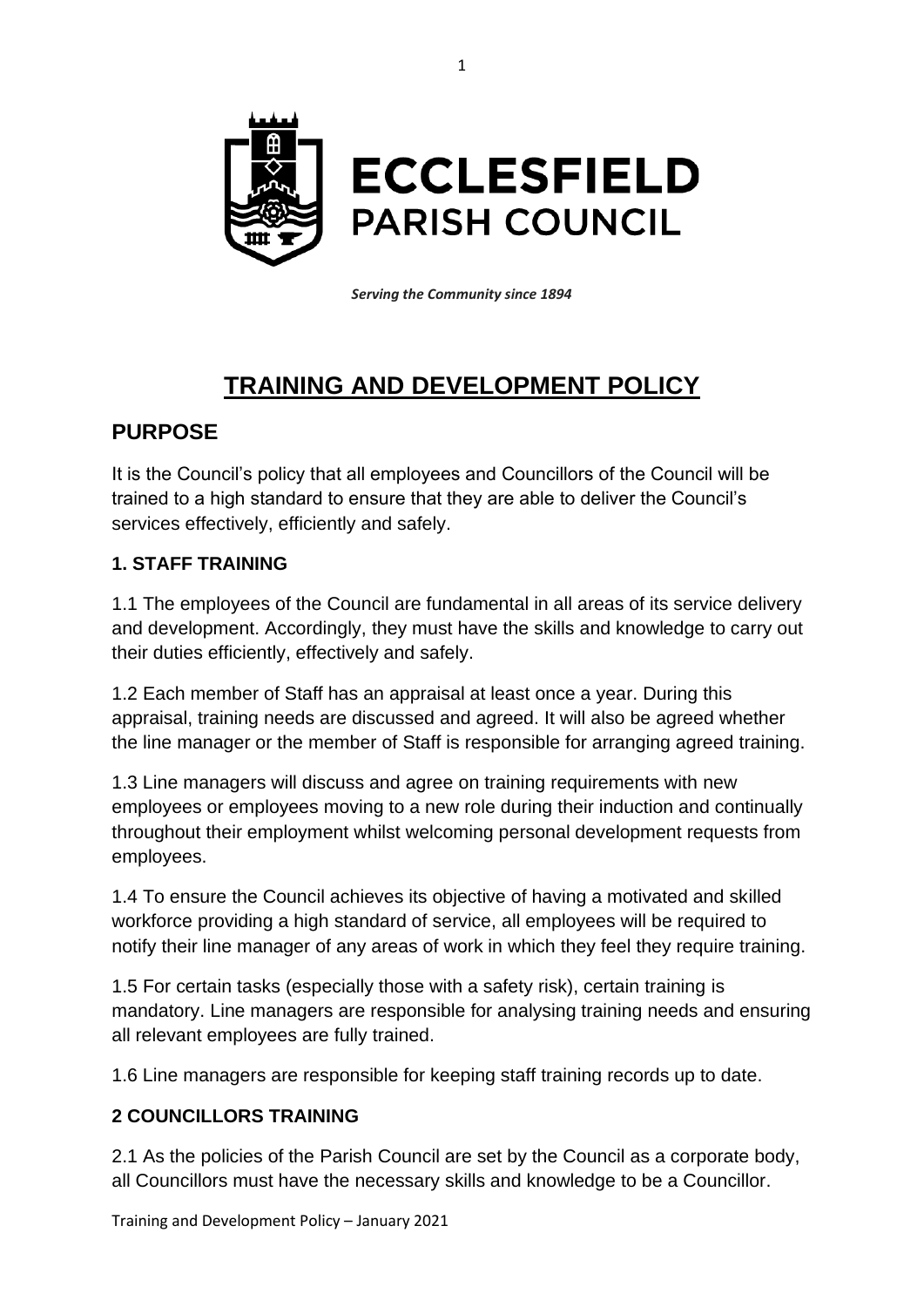# ECCLESFIELD PARISH COUNCIL

*Serving the Community since 1894*

# TRAINING AND DEVELOPMENT POLICY

## PURPOSE

It is the Council's policy that all employees and Councillors of the Council will be trained to a high standard to ensure that they are able to deliver the Council's services effectively, efficiently and safely.

### 1. STAFF TRAINING

1.1 The employees of the Council are fundamental in all areas of its service delivery and development. Accordingly, they must have the skills and knowledge to carry out their duties efficiently, effectively and safely.

1.2 Each member of Staff has an appraisal at least once a year. During this appraisal, training needs are discussed and agreed. It will also be agreed whether the line manager or the member of Staff is responsible for arranging agreed training.

1.3 Line managers will discuss and agree on training requirements with new employees or employees moving to a new role during their induction and continually throughout their employment whilst welcoming personal development requests from employees.

1.4 To ensure the Council achieves its objective of having a motivated and skilled workforce providing a high standard of service, all employees will be required to notify their line manager of any areas of work in which they feel they require training.

1.5 For certain tasks (especially those with a safety risk), certain training is mandatory. Line managers are responsible for analysing training needs and ensuring all relevant employees are fully trained.

1.6 Line managers are responsible for keeping staff training records up to date.

### 2 COUNCILLORS TRAINING

2.1 As the policies of the Parish Council are set by the Council as a corporate body, all Councillors must have the necessary skills and knowledge to be a Councillor.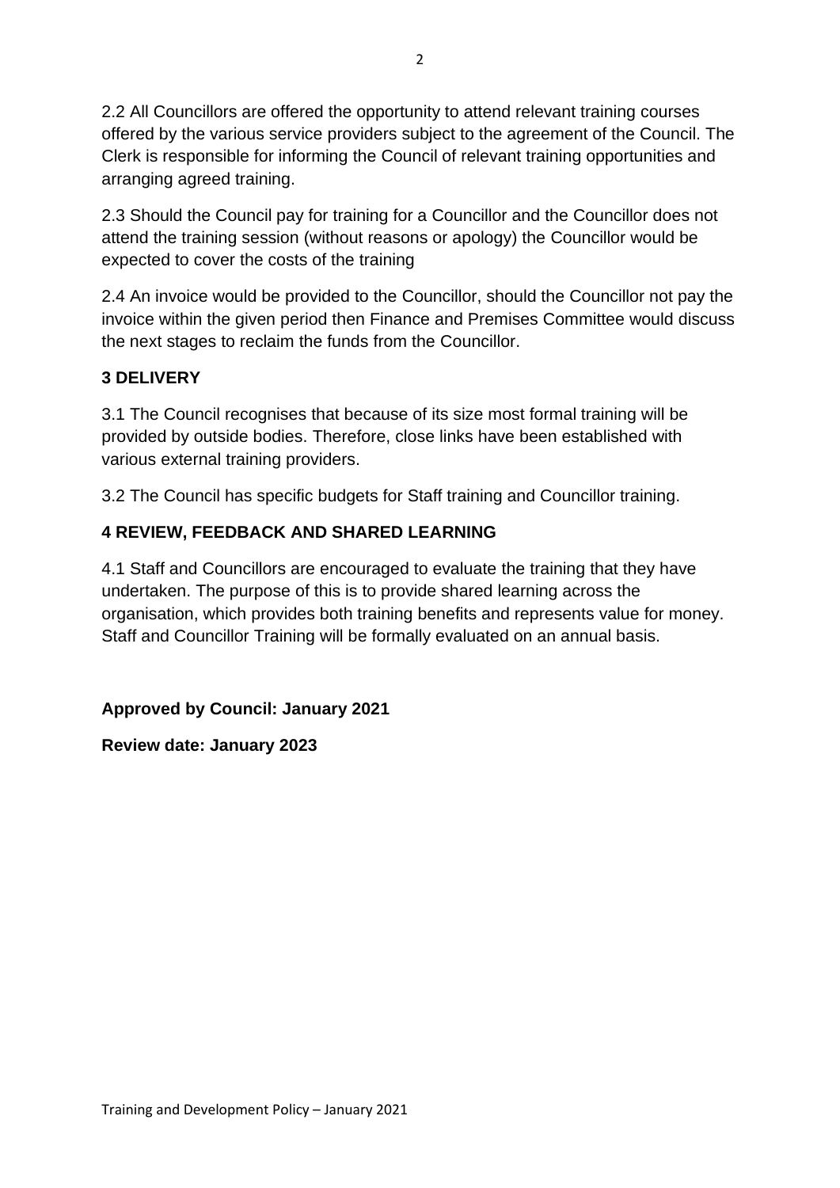2.2 All Councillors are offered the opportunity to attend relevant training courses offered by the various service providers subject to the agreement of the Council. The Clerk is responsible for informing the Council of relevant training opportunities and arranging agreed training.

2.3 Should the Council pay for training for a Councillor and the Councillor does not attend the training session (without reasons or apology) the Councillor would be expected to cover the costs of the training

2.4 An invoice would be provided to the Councillor, should the Councillor not pay the invoice within the given period then Finance and Premises Committee would discuss the next stages to reclaim the funds from the Councillor.

## 3 DELIVERY

3.1 The Council recognises that because of its size most formal training will be provided by outside bodies. Therefore, close links have been established with various external training providers.

3.2 The Council has specific budgets for Staff training and Councillor training.

## 4 REVIEW, FEEDBACK AND SHARED LEARNING

4.1 Staff and Councillors are encouraged to evaluate the training that they have undertaken. The purpose of this is to provide shared learning across the organisation, which provides both training benefits and represents value for money. Staff and Councillor Training will be formally evaluated on an annual basis.

**Approved by Council: January 2021**

**Review date: January 2023**